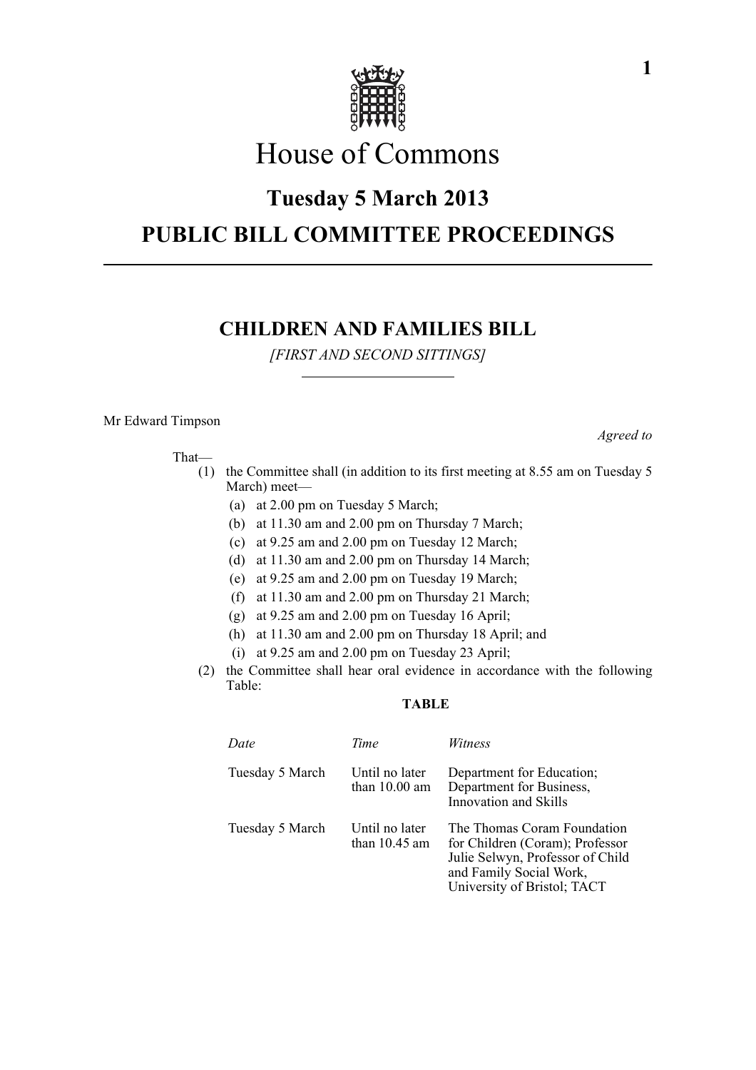# House of Commons

## Tuesday 5 March 2013

## PUBLIC BILL COMMITTEE PROCEEDINGS

### CHILDREN AND FAMILIES BILL

*[FIRST AND SECOND SITTINGS]*

Mr Edward Timpson

*Agreed to*

That—

(1) the Committee shall (in addition to its first meeting at 8.55 am on Tuesday 5 March) meet—

- (a) at 2.00 pm on Tuesday 5 March;
- (b) at 11.30 am and 2.00 pm on Thursday 7 March;
- (c) at 9.25 am and 2.00 pm on Tuesday 12 March;
- (d) at 11.30 am and 2.00 pm on Thursday 14 March;
- (e) at 9.25 am and 2.00 pm on Tuesday 19 March;
- (f) at 11.30 am and 2.00 pm on Thursday 21 March;
- (g) at 9.25 am and 2.00 pm on Tuesday 16 April;
- (h) at 11.30 am and 2.00 pm on Thursday 18 April; and
- (i) at 9.25 am and 2.00 pm on Tuesday 23 April;

(2) the Committee shall hear oral evidence in accordance with the following Table:

**TABLE**

| *Date* | *Time* | *Witness* |
|---|---|---|
| Tuesday 5 March | Until no later than 10.00 am | Department for Education; Department for Business, Innovation and Skills |
| Tuesday 5 March | Until no later than 10.45 am | The Thomas Coram Foundation for Children (Coram); Professor Julie Selwyn, Professor of Child and Family Social Work, University of Bristol; TACT |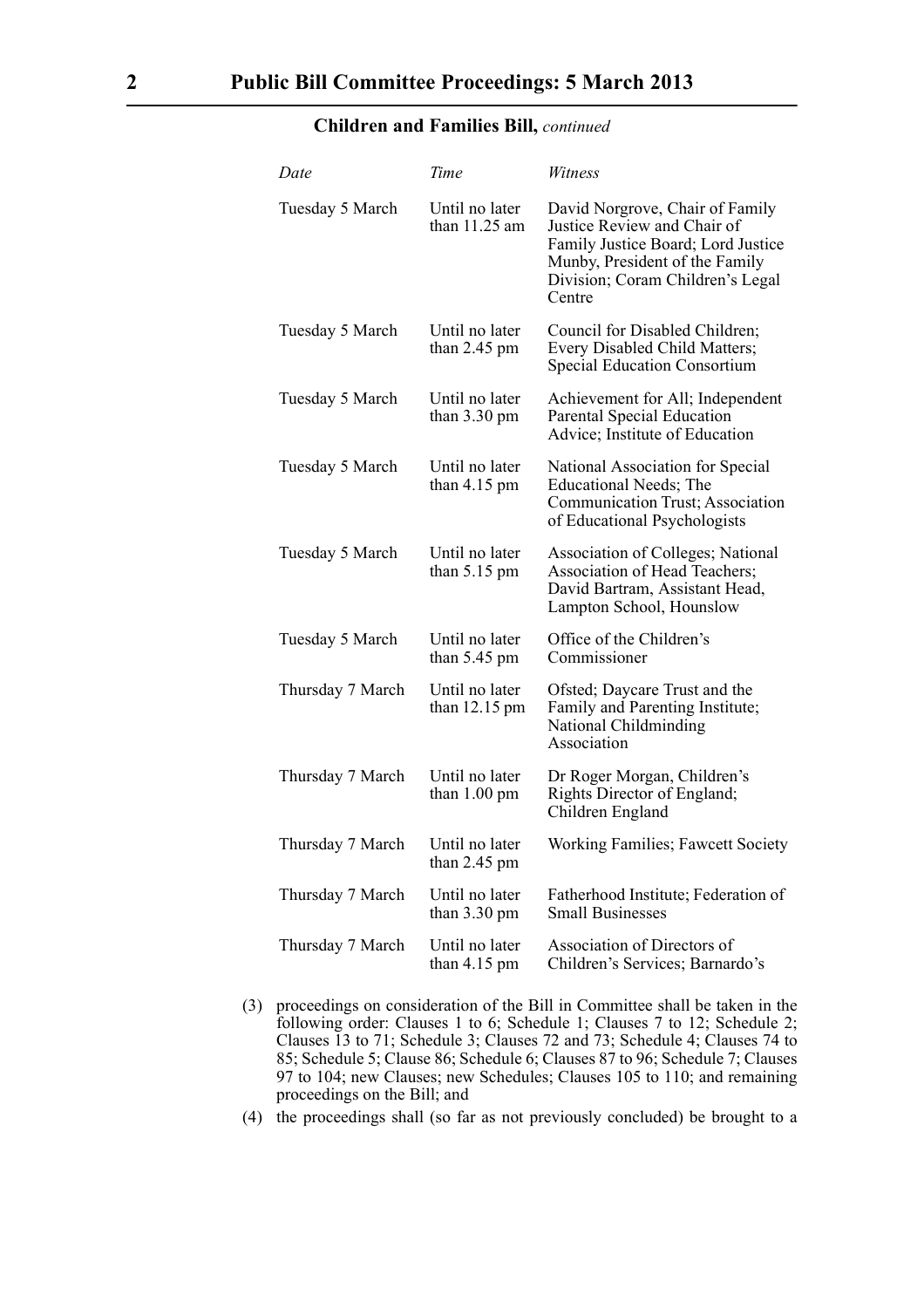**Children and Families Bill,** *continued*

| *Date* | *Time* | *Witness* |
| --- | --- | --- |
| Tuesday 5 March | Until no later than 11.25 am | David Norgrove, Chair of Family Justice Review and Chair of Family Justice Board; Lord Justice Munby, President of the Family Division; Coram Children's Legal Centre |
| Tuesday 5 March | Until no later than 2.45 pm | Council for Disabled Children; Every Disabled Child Matters; Special Education Consortium |
| Tuesday 5 March | Until no later than 3.30 pm | Achievement for All; Independent Parental Special Education Advice; Institute of Education |
| Tuesday 5 March | Until no later than 4.15 pm | National Association for Special Educational Needs; The Communication Trust; Association of Educational Psychologists |
| Tuesday 5 March | Until no later than 5.15 pm | Association of Colleges; National Association of Head Teachers; David Bartram, Assistant Head, Lampton School, Hounslow |
| Tuesday 5 March | Until no later than 5.45 pm | Office of the Children's Commissioner |
| Thursday 7 March | Until no later than 12.15 pm | Ofsted; Daycare Trust and the Family and Parenting Institute; National Childminding Association |
| Thursday 7 March | Until no later than 1.00 pm | Dr Roger Morgan, Children's Rights Director of England; Children England |
| Thursday 7 March | Until no later than 2.45 pm | Working Families; Fawcett Society |
| Thursday 7 March | Until no later than 3.30 pm | Fatherhood Institute; Federation of Small Businesses |
| Thursday 7 March | Until no later than 4.15 pm | Association of Directors of Children's Services; Barnardo's |

(3) proceedings on consideration of the Bill in Committee shall be taken in the following order: Clauses 1 to 6; Schedule 1; Clauses 7 to 12; Schedule 2; Clauses 13 to 71; Schedule 3; Clauses 72 and 73; Schedule 4; Clauses 74 to 85; Schedule 5; Clause 86; Schedule 6; Clauses 87 to 96; Schedule 7; Clauses 97 to 104; new Clauses; new Schedules; Clauses 105 to 110; and remaining proceedings on the Bill; and

(4) the proceedings shall (so far as not previously concluded) be brought to a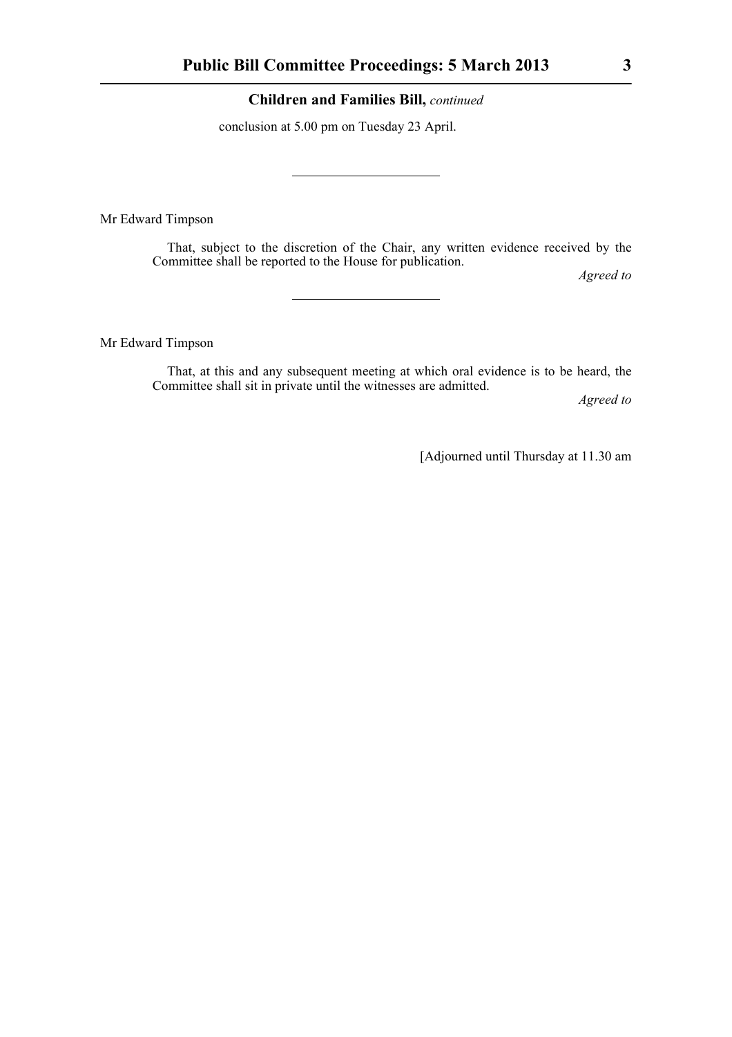**Children and Families Bill,** *continued*

conclusion at 5.00 pm on Tuesday 23 April.

---

Mr Edward Timpson

That, subject to the discretion of the Chair, any written evidence received by the Committee shall be reported to the House for publication.

*Agreed to*

---

Mr Edward Timpson

That, at this and any subsequent meeting at which oral evidence is to be heard, the Committee shall sit in private until the witnesses are admitted.

*Agreed to*

[Adjourned until Thursday at 11.30 am